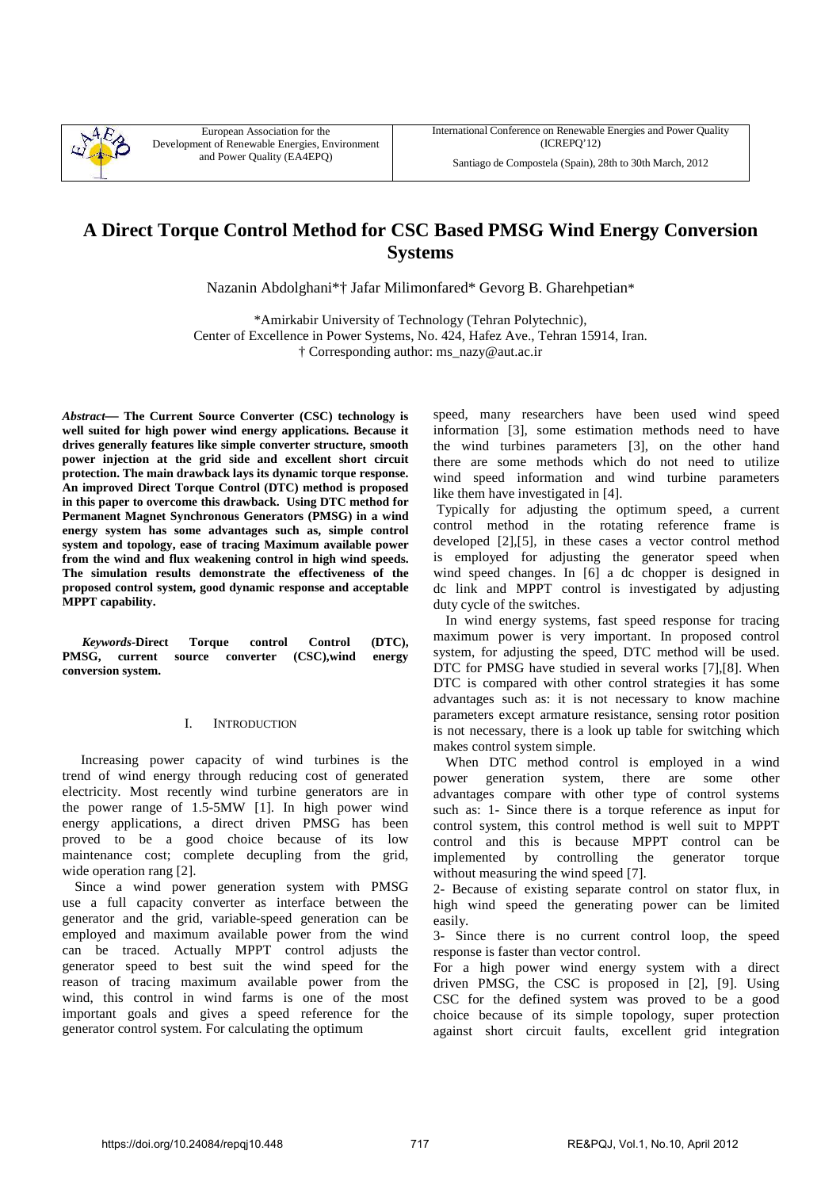European Association for the Development of Renewable Energies, Environment and Power Quality (EA4EPQ)

International Conference on Renewable Energies and Power Quality (ICREPQ'12)

Santiago de Compostela (Spain), 28th to 30th March, 2012

# A Direct Torque Control Method for CSC Based PMSG Wind Energy Conversion Systems

Nazanin Abdolghani*† Jafar Milimonfared* Gevorg B. Gharehpetian*

*Amirkabir University of Technology (Tehran Polytechnic),
Center of Excellence in Power Systems, No. 424, Hafez Ave., Tehran 15914, Iran.
† Corresponding author: ms_nazy@aut.ac.ir

***Abstract*— The Current Source Converter (CSC) technology is well suited for high power wind energy applications. Because it drives generally features like simple converter structure, smooth power injection at the grid side and excellent short circuit protection. The main drawback lays its dynamic torque response. An improved Direct Torque Control (DTC) method is proposed in this paper to overcome this drawback. Using DTC method for Permanent Magnet Synchronous Generators (PMSG) in a wind energy system has some advantages such as, simple control system and topology, ease of tracing Maximum available power from the wind and flux weakening control in high wind speeds. The simulation results demonstrate the effectiveness of the proposed control system, good dynamic response and acceptable MPPT capability.**

***Keywords*-Direct Torque control Control (DTC), PMSG, current source converter (CSC),wind energy conversion system.**

## I. Introduction

Increasing power capacity of wind turbines is the trend of wind energy through reducing cost of generated electricity. Most recently wind turbine generators are in the power range of 1.5-5MW [1]. In high power wind energy applications, a direct driven PMSG has been proved to be a good choice because of its low maintenance cost; complete decupling from the grid, wide operation rang [2].

Since a wind power generation system with PMSG use a full capacity converter as interface between the generator and the grid, variable-speed generation can be employed and maximum available power from the wind can be traced. Actually MPPT control adjusts the generator speed to best suit the wind speed for the reason of tracing maximum available power from the wind, this control in wind farms is one of the most important goals and gives a speed reference for the generator control system. For calculating the optimum speed, many researchers have been used wind speed information [3], some estimation methods need to have the wind turbines parameters [3], on the other hand there are some methods which do not need to utilize wind speed information and wind turbine parameters like them have investigated in [4].

Typically for adjusting the optimum speed, a current control method in the rotating reference frame is developed [2],[5], in these cases a vector control method is employed for adjusting the generator speed when wind speed changes. In [6] a dc chopper is designed in dc link and MPPT control is investigated by adjusting duty cycle of the switches.

In wind energy systems, fast speed response for tracing maximum power is very important. In proposed control system, for adjusting the speed, DTC method will be used. DTC for PMSG have studied in several works [7],[8]. When DTC is compared with other control strategies it has some advantages such as: it is not necessary to know machine parameters except armature resistance, sensing rotor position is not necessary, there is a look up table for switching which makes control system simple.

When DTC method control is employed in a wind power generation system, there are some other advantages compare with other type of control systems such as: 1- Since there is a torque reference as input for control system, this control method is well suit to MPPT control and this is because MPPT control can be implemented by controlling the generator torque without measuring the wind speed [7].

2- Because of existing separate control on stator flux, in high wind speed the generating power can be limited easily.

3- Since there is no current control loop, the speed response is faster than vector control.

For a high power wind energy system with a direct driven PMSG, the CSC is proposed in [2], [9]. Using CSC for the defined system was proved to be a good choice because of its simple topology, super protection against short circuit faults, excellent grid integration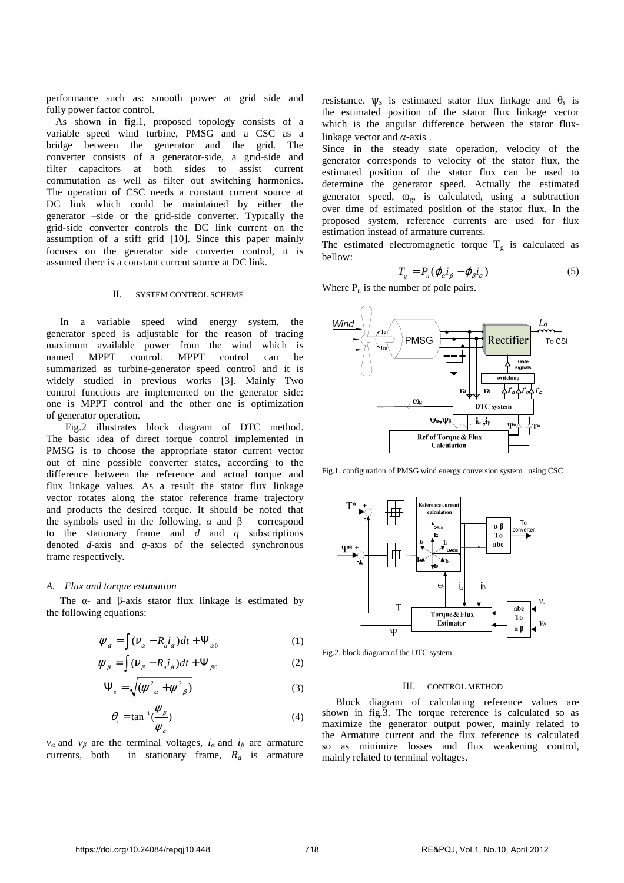performance such as: smooth power at grid side and fully power factor control.

As shown in fig.1, proposed topology consists of a variable speed wind turbine, PMSG and a CSC as a bridge between the generator and the grid. The converter consists of a generator-side, a grid-side and filter capacitors at both sides to assist current commutation as well as filter out switching harmonics. The operation of CSC needs a constant current source at DC link which could be maintained by either the generator –side or the grid-side converter. Typically the grid-side converter controls the DC link current on the assumption of a stiff grid [10]. Since this paper mainly focuses on the generator side converter control, it is assumed there is a constant current source at DC link.

## II. SYSTEM CONTROL SCHEME

In a variable speed wind energy system, the generator speed is adjustable for the reason of tracing maximum available power from the wind which is named MPPT control. MPPT control can be summarized as turbine-generator speed control and it is widely studied in previous works [3]. Mainly Two control functions are implemented on the generator side: one is MPPT control and the other one is optimization of generator operation.

Fig.2 illustrates block diagram of DTC method. The basic idea of direct torque control implemented in PMSG is to choose the appropriate stator current vector out of nine possible converter states, according to the difference between the reference and actual torque and flux linkage values. As a result the stator flux linkage vector rotates along the stator reference frame trajectory and products the desired torque. It should be noted that the symbols used in the following, $\alpha$ and $\beta$ correspond to the stationary frame and $d$ and $q$ subscriptions denoted $d$-axis and $q$-axis of the selected synchronous frame respectively.

### A. Flux and torque estimation

The α- and β-axis stator flux linkage is estimated by the following equations:

$$\psi_\alpha = \int (v_\alpha - R_a i_\alpha)dt + \Psi_{\alpha 0} \tag{1}$$

$$\psi_\beta = \int (v_\beta - R_a i_\beta)dt + \Psi_{\beta 0} \tag{2}$$

$$\Psi_s = \sqrt{(\psi^2_\alpha + \psi^2_\beta)} \tag{3}$$

$$\theta_s = \tan^{-1}(\frac{\psi_\beta}{\psi_\alpha}) \tag{4}$$

$v_\alpha$ and $v_\beta$ are the terminal voltages, $i_\alpha$ and $i_\beta$ are armature currents, both in stationary frame, $R_a$ is armature resistance. $\psi_s$ is estimated stator flux linkage and $\theta_s$ is the estimated position of the stator flux linkage vector which is the angular difference between the stator flux-linkage vector and $\alpha$-axis .

Since in the steady state operation, velocity of the generator corresponds to velocity of the stator flux, the estimated position of the stator flux can be used to determine the generator speed. Actually the estimated generator speed, $\omega_g$, is calculated, using a subtraction over time of estimated position of the stator flux. In the proposed system, reference currents are used for flux estimation instead of armature currents.

The estimated electromagnetic torque $T_g$ is calculated as bellow:

$$T_g = P_n(\varphi_\alpha i_\beta - \varphi_\beta i_\alpha) \tag{5}$$

Where $P_n$ is the number of pole pairs.

Fig.1. configuration of PMSG wind energy conversion system using CSC

Fig.2. block diagram of the DTC system

## III. CONTROL METHOD

Block diagram of calculating reference values are shown in fig.3. The torque reference is calculated so as maximize the generator output power, mainly related to the Armature current and the flux reference is calculated so as minimize losses and flux weakening control, mainly related to terminal voltages.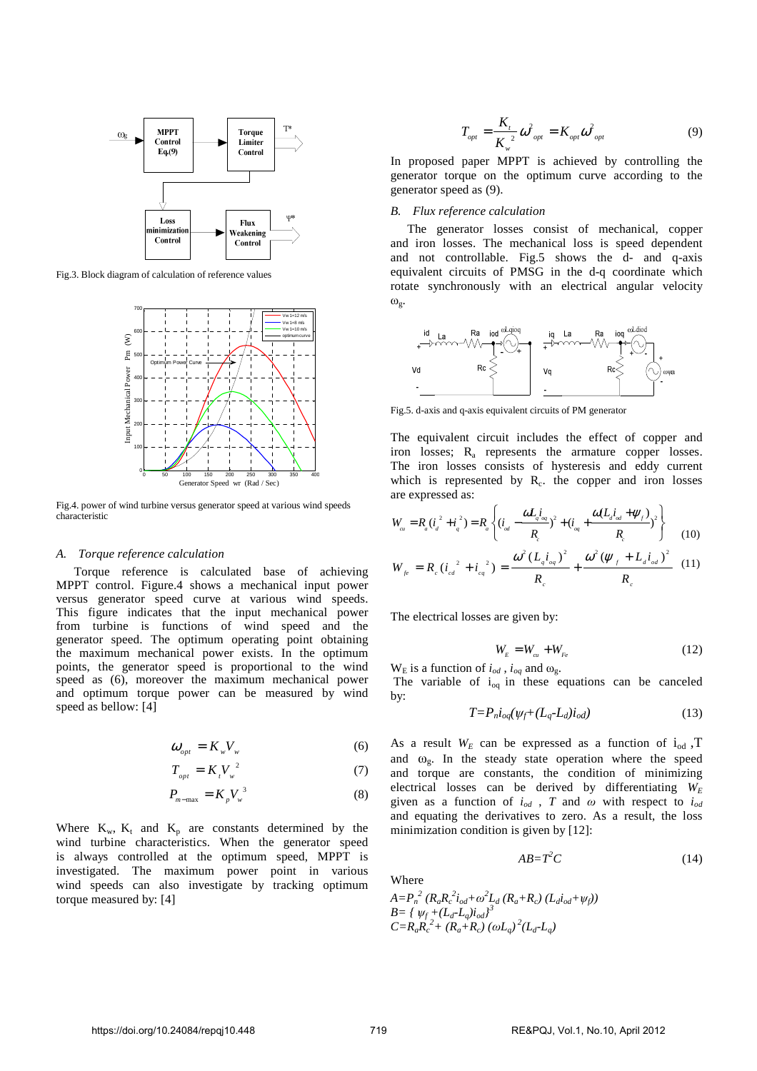Fig.3. Block diagram of calculation of reference values

Fig.4. power of wind turbine versus generator speed at various wind speeds characteristic

### A. Torque reference calculation

Torque reference is calculated base of achieving MPPT control. Figure.4 shows a mechanical input power versus generator speed curve at various wind speeds. This figure indicates that the input mechanical power from turbine is functions of wind speed and the generator speed. The optimum operating point obtaining the maximum mechanical power exists. In the optimum points, the generator speed is proportional to the wind speed as (6), moreover the maximum mechanical power and optimum torque power can be measured by wind speed as bellow: [4]

$$\omega_{opt} = K_w V_w \tag{6}$$

$$T_{opt} = K_t V_w^{\ 2} \tag{7}$$

$$P_{m-\max} = K_p V_w^{\ 3} \tag{8}$$

Where $K_w$, $K_t$ and $K_p$ are constants determined by the wind turbine characteristics. When the generator speed is always controlled at the optimum speed, MPPT is investigated. The maximum power point in various wind speeds can also investigate by tracking optimum torque measured by: [4]

$$T_{opt} = \frac{K_t}{K_w^{\ 2}} \omega_{opt}^2 = K_{opt} \omega_{opt}^2 \tag{9}$$

In proposed paper MPPT is achieved by controlling the generator torque on the optimum curve according to the generator speed as (9).

### B. Flux reference calculation

The generator losses consist of mechanical, copper and iron losses. The mechanical loss is speed dependent and not controllable. Fig.5 shows the d- and q-axis equivalent circuits of PMSG in the d-q coordinate which rotate synchronously with an electrical angular velocity $\omega_g$.

Fig.5. d-axis and q-axis equivalent circuits of PM generator

The equivalent circuit includes the effect of copper and iron losses; $R_a$ represents the armature copper losses. The iron losses consists of hysteresis and eddy current which is represented by $R_c$. the copper and iron losses are expressed as:

$$W_{cu} = R_a(i_d^{\ 2} + i_q^{\ 2}) = R_a\left\{(i_{od} - \frac{\omega L_q i_{oq}}{R_c})^2 + (i_{oq} + \frac{\omega(L_d i_{od} + \psi_f)}{R_c})^2\right\} \tag{10}$$

$$W_{fe} = R_c(i_{cd}^{\ 2} + i_{cq}^{\ 2}) = \frac{\omega^2 (L_q i_{oq})^2}{R_c} + \frac{\omega^2 (\psi_f + L_d i_{od})^2}{R_c} \tag{11}$$

The electrical losses are given by:

$$W_E = W_{cu} + W_{Fe} \tag{12}$$

$W_E$ is a function of $i_{od}$ , $i_{oq}$ and $\omega_g$.

The variable of $i_{oq}$ in these equations can be canceled by:

$$T = P_n i_{oq}(\psi_f + (L_q - L_d) i_{od}) \tag{13}$$

As a result $W_E$ can be expressed as a function of $i_{od}$ ,T and $\omega_g$. In the steady state operation where the speed and torque are constants, the condition of minimizing electrical losses can be derived by differentiating $W_E$ given as a function of $i_{od}$ , $T$ and $\omega$ with respect to $i_{od}$ and equating the derivatives to zero. As a result, the loss minimization condition is given by [12]:

$$AB = T^2 C \tag{14}$$

Where

$A = P_n^{\ 2}\,(R_a R_c^{\ 2} i_{od} + \omega^2 L_d\,(R_a + R_c)\,(L_d i_{od} + \psi_f))$

$B = \{\,\psi_f + (L_d - L_q) i_{od}\}^3$

$C = R_a R_c^{\ 2} + (R_a + R_c)\,(\omega L_q)^2 (L_d - L_q)$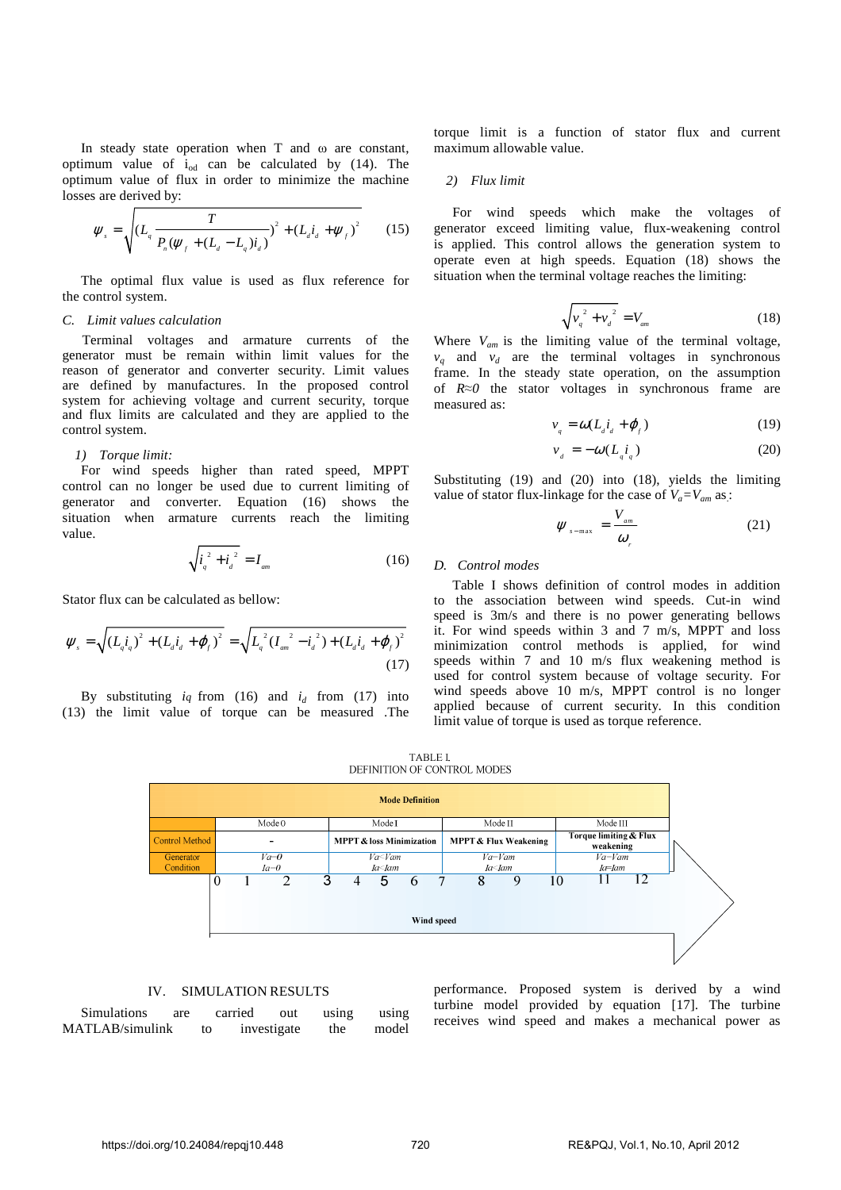In steady state operation when T and ω are constant, optimum value of $i_{od}$ can be calculated by (14). The optimum value of flux in order to minimize the machine losses are derived by:

$$\psi_s = \sqrt{(L_q \frac{T}{P_n(\psi_f + (L_d - L_q)i_d)})^2 + (L_d i_d + \psi_f)^2} \quad (15)$$

The optimal flux value is used as flux reference for the control system.

### C. Limit values calculation

Terminal voltages and armature currents of the generator must be remain within limit values for the reason of generator and converter security. Limit values are defined by manufactures. In the proposed control system for achieving voltage and current security, torque and flux limits are calculated and they are applied to the control system.

#### 1) Torque limit:

For wind speeds higher than rated speed, MPPT control can no longer be used due to current limiting of generator and converter. Equation (16) shows the situation when armature currents reach the limiting value.

$$\sqrt{i_q^2 + i_d^2} = I_{am} \quad (16)$$

Stator flux can be calculated as bellow:

$$\psi_s = \sqrt{(L_q i_q)^2 + (L_d i_d + \varphi_f)^2} = \sqrt{L_q^2(I_{am}^2 - i_d^2) + (L_d i_d + \varphi_f)^2} \quad (17)$$

By substituting $i_q$ from (16) and $i_d$ from (17) into (13) the limit value of torque can be measured .The torque limit is a function of stator flux and current maximum allowable value.

#### 2) Flux limit

For wind speeds which make the voltages of generator exceed limiting value, flux-weakening control is applied. This control allows the generation system to operate even at high speeds. Equation (18) shows the situation when the terminal voltage reaches the limiting:

$$\sqrt{v_q^2 + v_d^2} = V_{am} \quad (18)$$

Where $V_{am}$ is the limiting value of the terminal voltage, $v_q$ and $v_d$ are the terminal voltages in synchronous frame. In the steady state operation, on the assumption of $R \approx 0$ the stator voltages in synchronous frame are measured as:

$$v_q = \omega(L_d i_d + \varphi_f) \quad (19)$$

$$v_d = -\omega(L_q i_q) \quad (20)$$

Substituting (19) and (20) into (18), yields the limiting value of stator flux-linkage for the case of $V_a = V_{am}$ as:

$$\psi_{s-\max} = \frac{V_{am}}{\omega_r} \quad (21)$$

### D. Control modes

Table I shows definition of control modes in addition to the association between wind speeds. Cut-in wind speed is 3m/s and there is no power generating bellows it. For wind speeds within 3 and 7 m/s, MPPT and loss minimization control methods is applied, for wind speeds within 7 and 10 m/s flux weakening method is used for control system because of voltage security. For wind speeds above 10 m/s, MPPT control is no longer applied because of current security. In this condition limit value of torque is used as torque reference.

TABLE I.
DEFINITION OF CONTROL MODES

| Mode Definition | Mode 0 | Mode I | Mode II | Mode III |
|---|---|---|---|---|
| Control Method | - | **MPPT & loss Minimization** | **MPPT & Flux Weakening** | **Torque limiting & Flux weakening** |
| Generator Condition | $Va=0$, $Ia=0$ | $Va<Vam$, $Ia<Iam$ | $Va=Vam$, $Ia<Iam$ | $Va=Vam$, $Ia=Iam$ |
| Wind speed | 0 1 2 | 3 4 5 6 | 7 8 9 | 10 11 12 |

## IV. SIMULATION RESULTS

Simulations are carried out using using MATLAB/simulink to investigate the model performance. Proposed system is derived by a wind turbine model provided by equation [17]. The turbine receives wind speed and makes a mechanical power as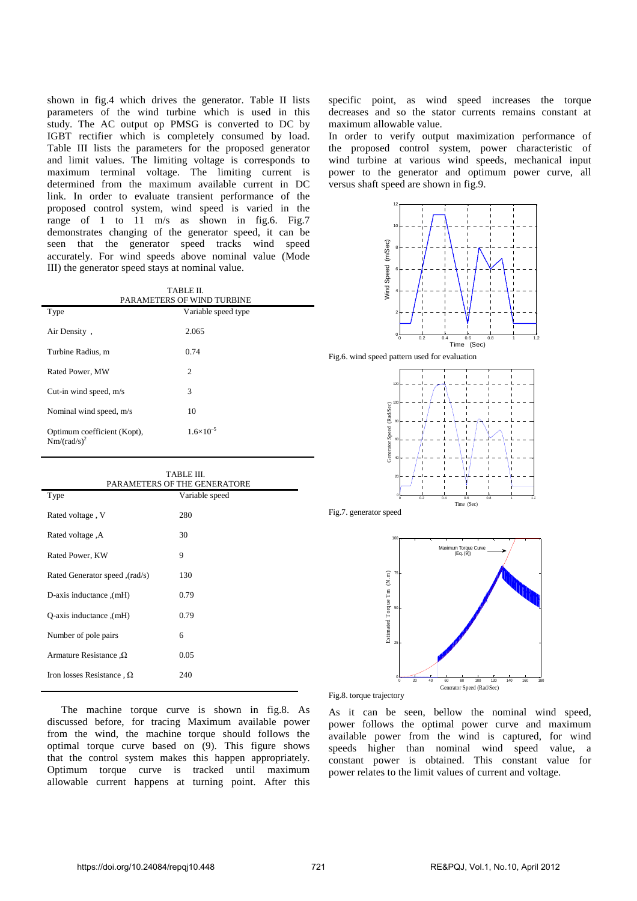shown in fig.4 which drives the generator. Table II lists parameters of the wind turbine which is used in this study. The AC output op PMSG is converted to DC by IGBT rectifier which is completely consumed by load. Table III lists the parameters for the proposed generator and limit values. The limiting voltage is corresponds to maximum terminal voltage. The limiting current is determined from the maximum available current in DC link. In order to evaluate transient performance of the proposed control system, wind speed is varied in the range of 1 to 11 m/s as shown in fig.6. Fig.7 demonstrates changing of the generator speed, it can be seen that the generator speed tracks wind speed accurately. For wind speeds above nominal value (Mode III) the generator speed stays at nominal value.

TABLE II.
PARAMETERS OF WIND TURBINE

| Type | Variable speed type |
|---|---|
| Air Density , | 2.065 |
| Turbine Radius, m | 0.74 |
| Rated Power, MW | 2 |
| Cut-in wind speed, m/s | 3 |
| Nominal wind speed, m/s | 10 |
| Optimum coefficient (Kopt), $Nm/(rad/s)^2$ | $1.6\times10^{-5}$ |

TABLE III.
PARAMETERS OF THE GENERATORE

| Type | Variable speed |
|---|---|
| Rated voltage , V | 280 |
| Rated voltage ,A | 30 |
| Rated Power, KW | 9 |
| Rated Generator speed ,(rad/s) | 130 |
| D-axis inductance ,(mH) | 0.79 |
| Q-axis inductance ,(mH) | 0.79 |
| Number of pole pairs | 6 |
| Armature Resistance ,Ω | 0.05 |
| Iron losses Resistance , Ω | 240 |

The machine torque curve is shown in fig.8. As discussed before, for tracing Maximum available power from the wind, the machine torque should follows the optimal torque curve based on (9). This figure shows that the control system makes this happen appropriately. Optimum torque curve is tracked until maximum allowable current happens at turning point. After this specific point, as wind speed increases the torque decreases and so the stator currents remains constant at maximum allowable value.

In order to verify output maximization performance of the proposed control system, power characteristic of wind turbine at various wind speeds, mechanical input power to the generator and optimum power curve, all versus shaft speed are shown in fig.9.

Fig.6. wind speed pattern used for evaluation

Fig.7. generator speed

Fig.8. torque trajectory

As it can be seen, bellow the nominal wind speed, power follows the optimal power curve and maximum available power from the wind is captured, for wind speeds higher than nominal wind speed value, a constant power is obtained. This constant value for power relates to the limit values of current and voltage.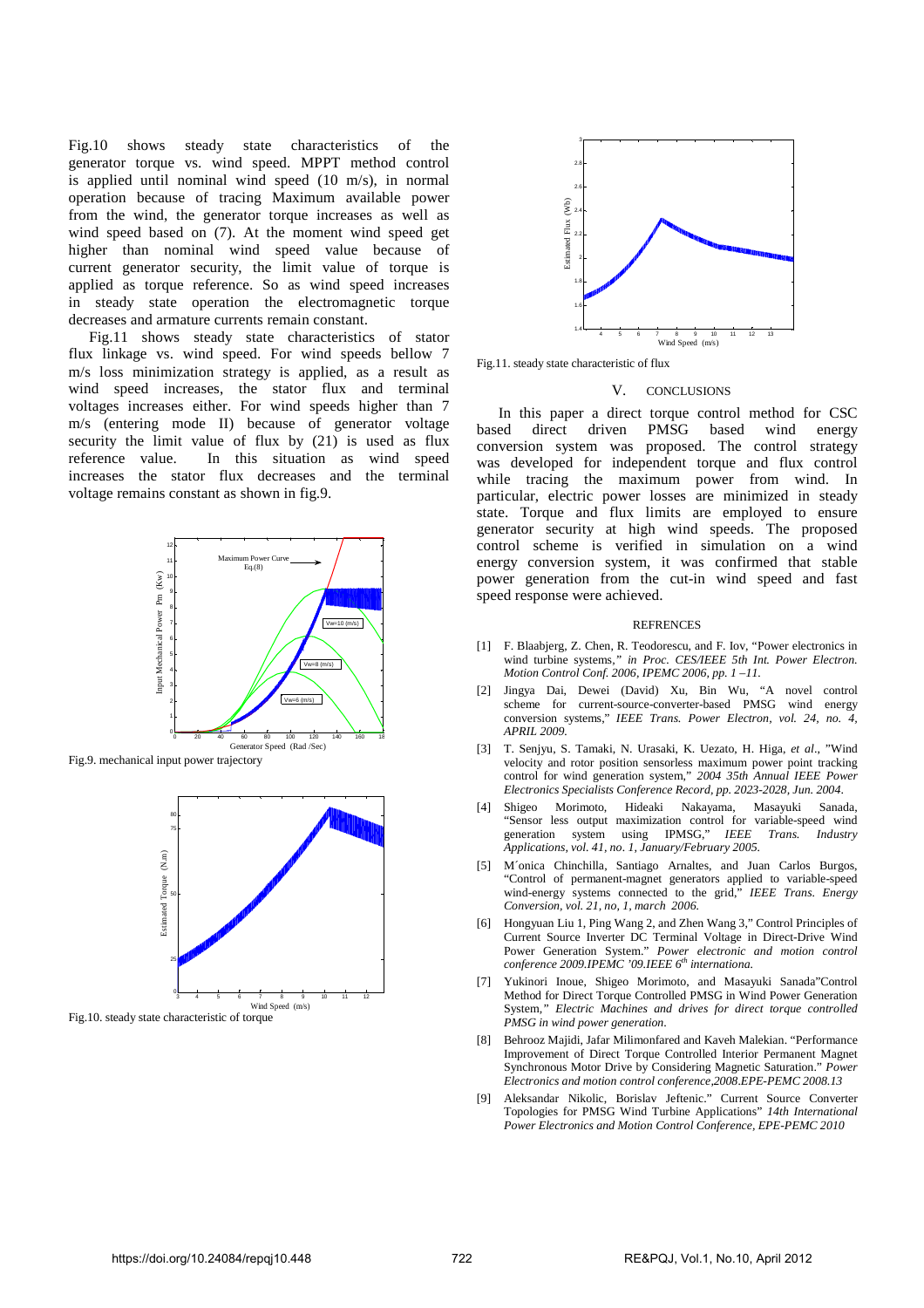Fig.10 shows steady state characteristics of the generator torque vs. wind speed. MPPT method control is applied until nominal wind speed (10 m/s), in normal operation because of tracing Maximum available power from the wind, the generator torque increases as well as wind speed based on (7). At the moment wind speed get higher than nominal wind speed value because of current generator security, the limit value of torque is applied as torque reference. So as wind speed increases in steady state operation the electromagnetic torque decreases and armature currents remain constant.

Fig.11 shows steady state characteristics of stator flux linkage vs. wind speed. For wind speeds bellow 7 m/s loss minimization strategy is applied, as a result as wind speed increases, the stator flux and terminal voltages increases either. For wind speeds higher than 7 m/s (entering mode II) because of generator voltage security the limit value of flux by (21) is used as flux reference value. In this situation as wind speed increases the stator flux decreases and the terminal voltage remains constant as shown in fig.9.

Fig.9. mechanical input power trajectory

Fig.10. steady state characteristic of torque

Fig.11. steady state characteristic of flux

## V. CONCLUSIONS

In this paper a direct torque control method for CSC based direct driven PMSG based wind energy conversion system was proposed. The control strategy was developed for independent torque and flux control while tracing the maximum power from wind. In particular, electric power losses are minimized in steady state. Torque and flux limits are employed to ensure generator security at high wind speeds. The proposed control scheme is verified in simulation on a wind energy conversion system, it was confirmed that stable power generation from the cut-in wind speed and fast speed response were achieved.

### REFRENCES

[1] F. Blaabjerg, Z. Chen, R. Teodorescu, and F. Iov, "Power electronics in wind turbine systems," *in Proc. CES/IEEE 5th Int. Power Electron. Motion Control Conf. 2006, IPEMC 2006, pp. 1 –11.*

[2] Jingya Dai, Dewei (David) Xu, Bin Wu, "A novel control scheme for current-source-converter-based PMSG wind energy conversion systems," *IEEE Trans. Power Electron, vol. 24, no. 4, APRIL 2009.*

[3] T. Senjyu, S. Tamaki, N. Urasaki, K. Uezato, H. Higa, *et al*., "Wind velocity and rotor position sensorless maximum power point tracking control for wind generation system," *2004 35th Annual IEEE Power Electronics Specialists Conference Record, pp. 2023-2028, Jun. 2004.*

[4] Shigeo Morimoto, Hideaki Nakayama, Masayuki Sanada, "Sensor less output maximization control for variable-speed wind generation system using IPMSG," *IEEE Trans. Industry Applications, vol. 41, no. 1, January/February 2005.*

[5] M´onica Chinchilla, Santiago Arnaltes, and Juan Carlos Burgos, "Control of permanent-magnet generators applied to variable-speed wind-energy systems connected to the grid," *IEEE Trans. Energy Conversion, vol. 21, no, 1, march 2006.*

[6] Hongyuan Liu 1, Ping Wang 2, and Zhen Wang 3," Control Principles of Current Source Inverter DC Terminal Voltage in Direct-Drive Wind Power Generation System." *Power electronic and motion control conference 2009.IPEMC '09.IEEE 6th internationa.*

[7] Yukinori Inoue, Shigeo Morimoto, and Masayuki Sanada"Control Method for Direct Torque Controlled PMSG in Wind Power Generation System," *Electric Machines and drives for direct torque controlled PMSG in wind power generation.*

[8] Behrooz Majidi, Jafar Milimonfared and Kaveh Malekian. "Performance Improvement of Direct Torque Controlled Interior Permanent Magnet Synchronous Motor Drive by Considering Magnetic Saturation." *Power Electronics and motion control conference,2008.EPE-PEMC 2008.13*

[9] Aleksandar Nikolic, Borislav Jeftenic." Current Source Converter Topologies for PMSG Wind Turbine Applications" *14th International Power Electronics and Motion Control Conference, EPE-PEMC 2010*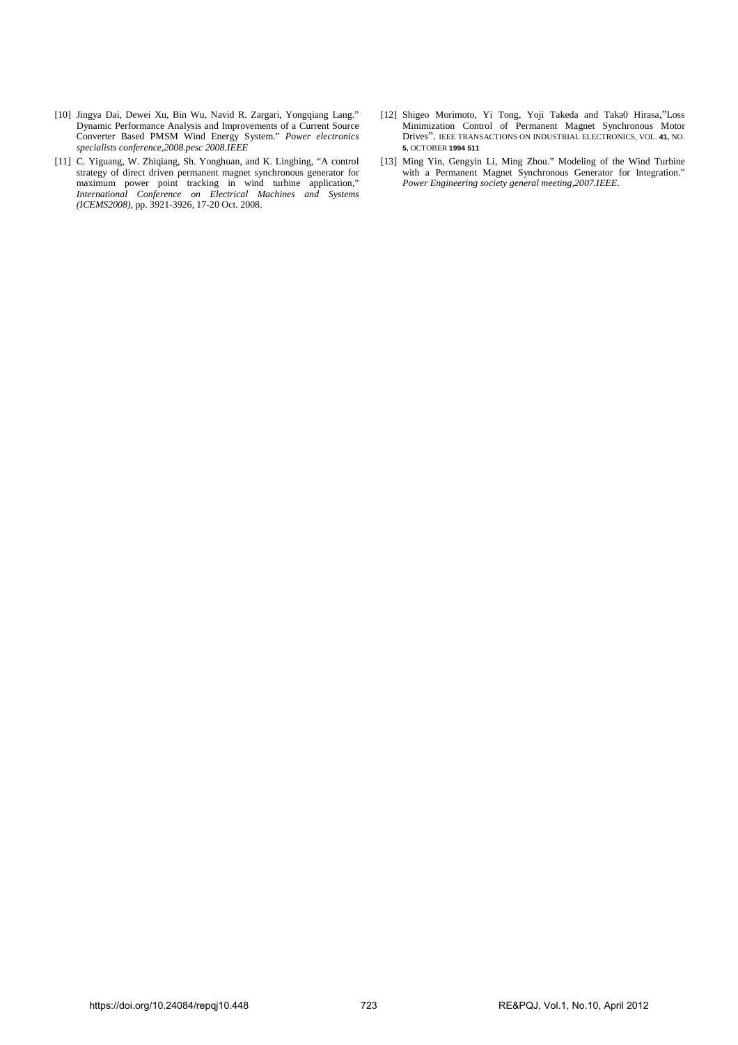[10] Jingya Dai, Dewei Xu, Bin Wu, Navid R. Zargari, Yongqiang Lang." Dynamic Performance Analysis and Improvements of a Current Source Converter Based PMSM Wind Energy System." *Power electronics specialists conference,2008.pesc 2008.IEEE*

[11] C. Yiguang, W. Zhiqiang, Sh. Yonghuan, and K. Lingbing, "A control strategy of direct driven permanent magnet synchronous generator for maximum power point tracking in wind turbine application," *International Conference on Electrical Machines and Systems (ICEMS2008)*, pp. 3921-3926, 17-20 Oct. 2008.

[12] Shigeo Morimoto, Yi Tong, Yoji Takeda and Taka0 Hirasa,"Loss Minimization Control of Permanent Magnet Synchronous Motor Drives". IEEE TRANSACTIONS ON INDUSTRIAL ELECTRONICS, VOL. **41,** NO. **5,** OCTOBER **1994 511**

[13] Ming Yin, Gengyin Li, Ming Zhou." Modeling of the Wind Turbine with a Permanent Magnet Synchronous Generator for Integration." *Power Engineering society general meeting,2007.IEEE.*